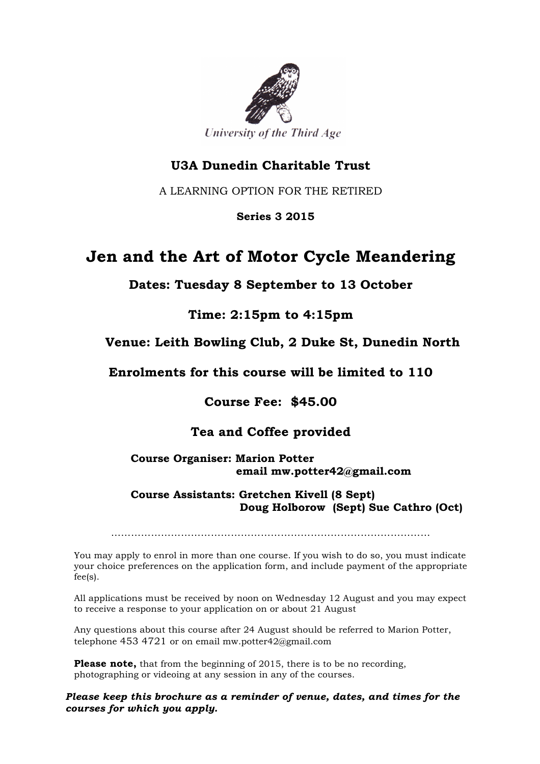University of the Third Age

## U3A Dunedin Charitable Trust

A LEARNING OPTION FOR THE RETIRED

**Series 3 2015**

# Jen and the Art of Motor Cycle Meandering

**Dates: Tuesday 8 September to 13 October**

**Time: 2:15pm to 4:15pm**

**Venue: Leith Bowling Club, 2 Duke St, Dunedin North**

**Enrolments for this course will be limited to 110**

**Course Fee: $45.00**

**Tea and Coffee provided**

**Course Organiser: Marion Potter**
**email mw.potter42@gmail.com**

**Course Assistants: Gretchen Kivell (8 Sept)**
**Doug Holborow (Sept) Sue Cathro (Oct)**

.............................................................................................

You may apply to enrol in more than one course. If you wish to do so, you must indicate your choice preferences on the application form, and include payment of the appropriate fee(s).

All applications must be received by noon on Wednesday 12 August and you may expect to receive a response to your application on or about 21 August

Any questions about this course after 24 August should be referred to Marion Potter, telephone 453 4721 or on email mw.potter42@gmail.com

**Please note,** that from the beginning of 2015, there is to be no recording, photographing or videoing at any session in any of the courses.

***Please keep this brochure as a reminder of venue, dates, and times for the courses for which you apply.***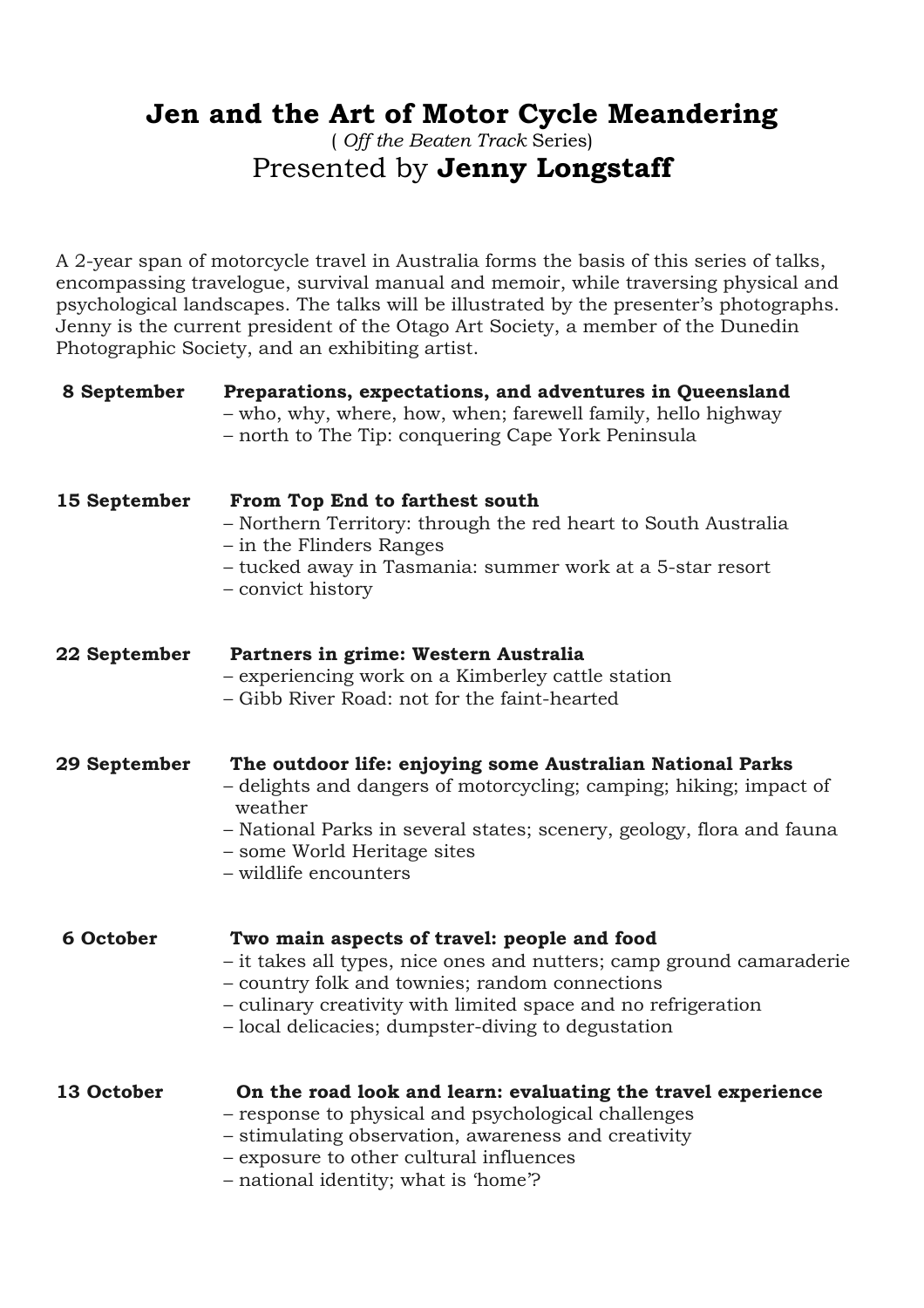# Jen and the Art of Motor Cycle Meandering

( *Off the Beaten Track* Series)

## Presented by **Jenny Longstaff**

A 2-year span of motorcycle travel in Australia forms the basis of this series of talks, encompassing travelogue, survival manual and memoir, while traversing physical and psychological landscapes. The talks will be illustrated by the presenter's photographs. Jenny is the current president of the Otago Art Society, a member of the Dunedin Photographic Society, and an exhibiting artist.

**8 September** — **Preparations, expectations, and adventures in Queensland**
– who, why, where, how, when; farewell family, hello highway
– north to The Tip: conquering Cape York Peninsula

**15 September** — **From Top End to farthest south**
– Northern Territory: through the red heart to South Australia
– in the Flinders Ranges
– tucked away in Tasmania: summer work at a 5-star resort
– convict history

**22 September** — **Partners in grime: Western Australia**
– experiencing work on a Kimberley cattle station
– Gibb River Road: not for the faint-hearted

**29 September** — **The outdoor life: enjoying some Australian National Parks**
– delights and dangers of motorcycling; camping; hiking; impact of weather
– National Parks in several states; scenery, geology, flora and fauna
– some World Heritage sites
– wildlife encounters

**6 October** — **Two main aspects of travel: people and food**
– it takes all types, nice ones and nutters; camp ground camaraderie
– country folk and townies; random connections
– culinary creativity with limited space and no refrigeration
– local delicacies; dumpster-diving to degustation

**13 October** — **On the road look and learn: evaluating the travel experience**
– response to physical and psychological challenges
– stimulating observation, awareness and creativity
– exposure to other cultural influences
– national identity; what is 'home'?